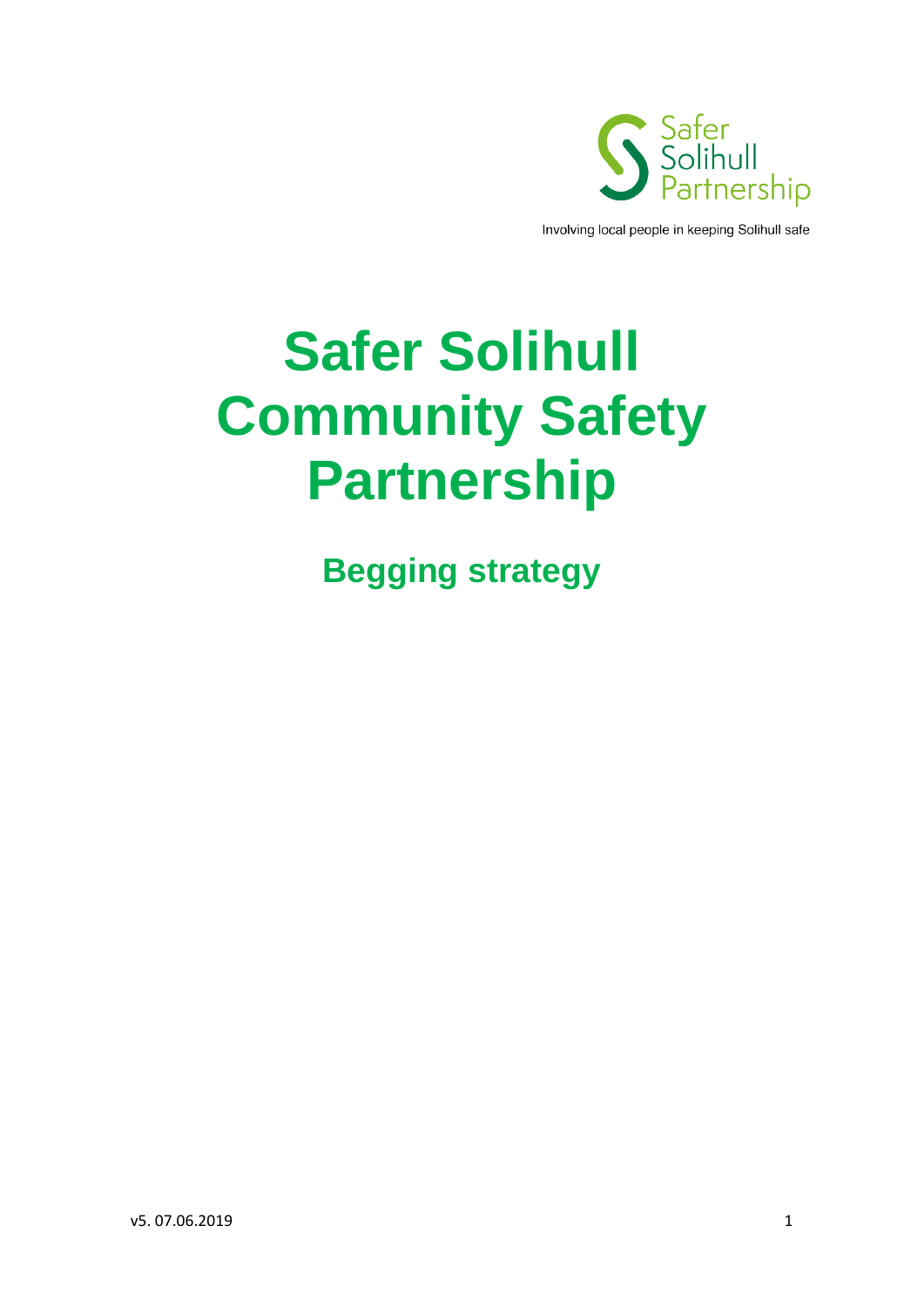Safer Solihull Partnership

Involving local people in keeping Solihull safe

# Safer Solihull Community Safety Partnership

## Begging strategy

v5. 07.06.2019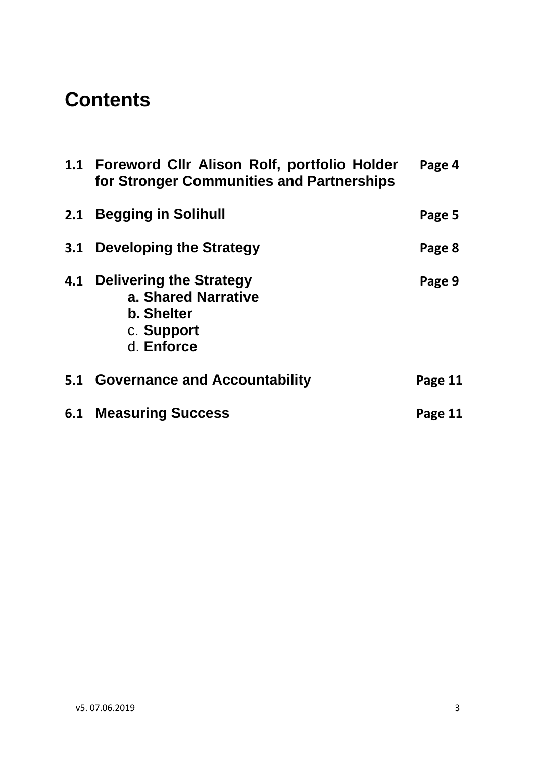# Contents

| | | |
|---|---|---|
| **1.1** | **Foreword Cllr Alison Rolf, portfolio Holder for Stronger Communities and Partnerships** | **Page 4** |
| **2.1** | **Begging in Solihull** | **Page 5** |
| **3.1** | **Developing the Strategy** | **Page 8** |
| **4.1** | **Delivering the Strategy**<br>a. **Shared Narrative**<br>b. **Shelter**<br>c. **Support**<br>d. **Enforce** | **Page 9** |
| **5.1** | **Governance and Accountability** | **Page 11** |
| **6.1** | **Measuring Success** | **Page 11** |

v5. 07.06.2019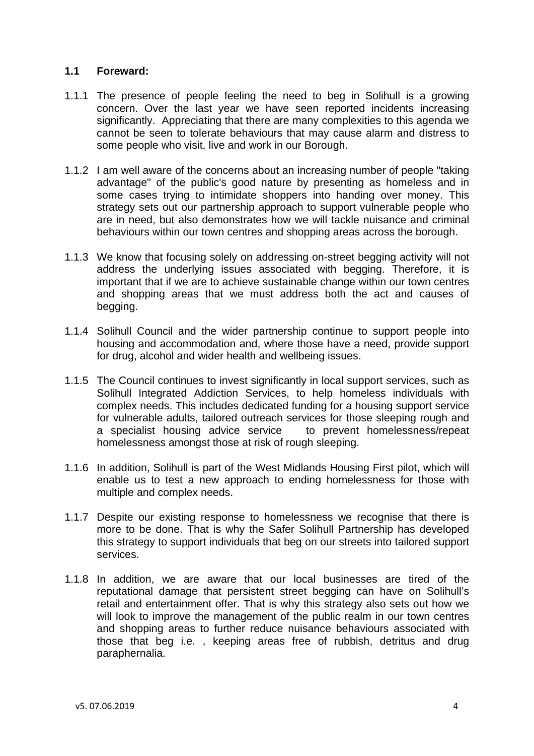### 1.1 Foreward:

1.1.1 The presence of people feeling the need to beg in Solihull is a growing concern. Over the last year we have seen reported incidents increasing significantly. Appreciating that there are many complexities to this agenda we cannot be seen to tolerate behaviours that may cause alarm and distress to some people who visit, live and work in our Borough.

1.1.2 I am well aware of the concerns about an increasing number of people "taking advantage" of the public's good nature by presenting as homeless and in some cases trying to intimidate shoppers into handing over money. This strategy sets out our partnership approach to support vulnerable people who are in need, but also demonstrates how we will tackle nuisance and criminal behaviours within our town centres and shopping areas across the borough.

1.1.3 We know that focusing solely on addressing on-street begging activity will not address the underlying issues associated with begging. Therefore, it is important that if we are to achieve sustainable change within our town centres and shopping areas that we must address both the act and causes of begging.

1.1.4 Solihull Council and the wider partnership continue to support people into housing and accommodation and, where those have a need, provide support for drug, alcohol and wider health and wellbeing issues.

1.1.5 The Council continues to invest significantly in local support services, such as Solihull Integrated Addiction Services, to help homeless individuals with complex needs. This includes dedicated funding for a housing support service for vulnerable adults, tailored outreach services for those sleeping rough and a specialist housing advice service to prevent homelessness/repeat homelessness amongst those at risk of rough sleeping.

1.1.6 In addition, Solihull is part of the West Midlands Housing First pilot, which will enable us to test a new approach to ending homelessness for those with multiple and complex needs.

1.1.7 Despite our existing response to homelessness we recognise that there is more to be done. That is why the Safer Solihull Partnership has developed this strategy to support individuals that beg on our streets into tailored support services.

1.1.8 In addition, we are aware that our local businesses are tired of the reputational damage that persistent street begging can have on Solihull's retail and entertainment offer. That is why this strategy also sets out how we will look to improve the management of the public realm in our town centres and shopping areas to further reduce nuisance behaviours associated with those that beg i.e. , keeping areas free of rubbish, detritus and drug paraphernalia.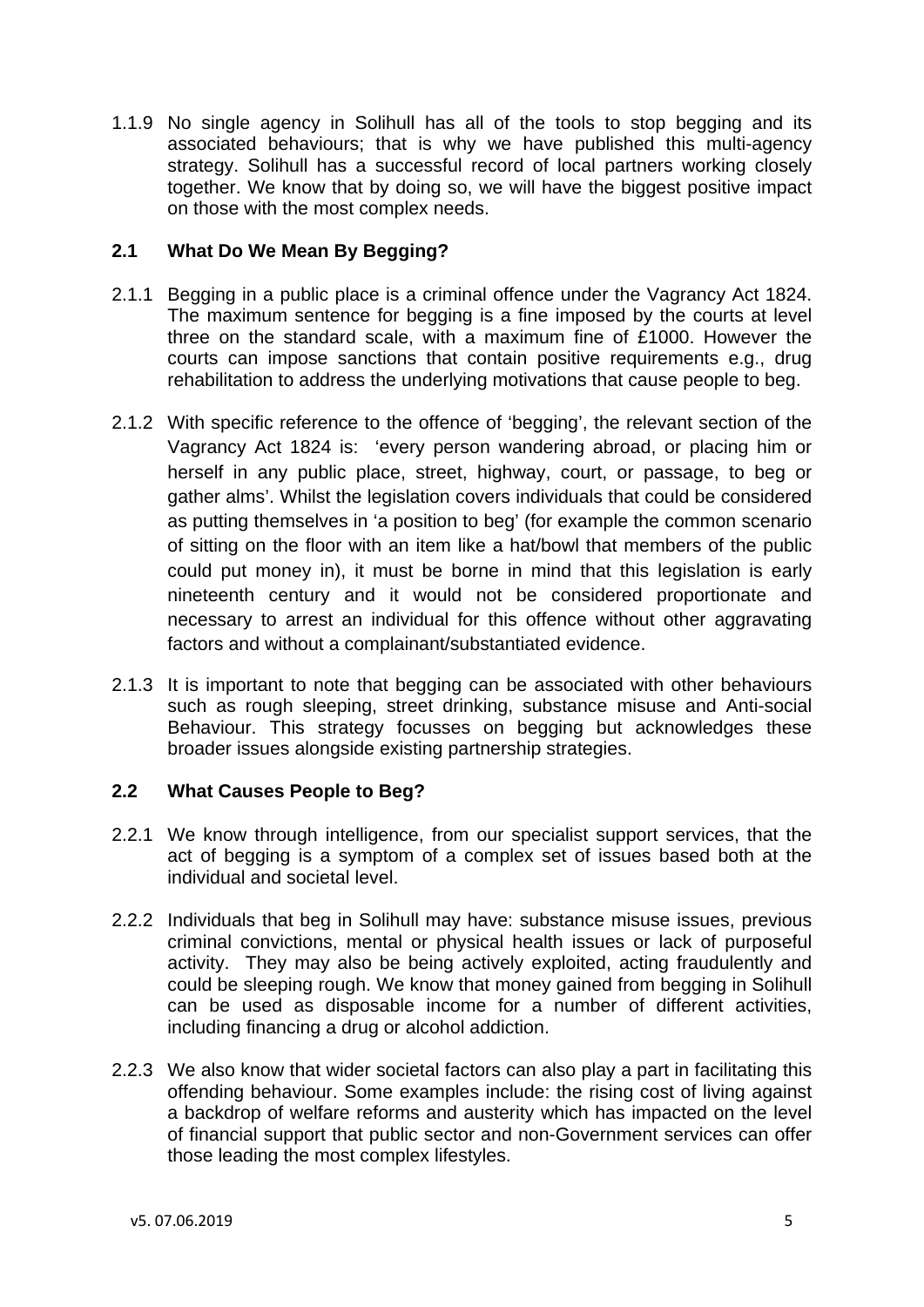1.1.9 No single agency in Solihull has all of the tools to stop begging and its associated behaviours; that is why we have published this multi-agency strategy. Solihull has a successful record of local partners working closely together. We know that by doing so, we will have the biggest positive impact on those with the most complex needs.

## 2.1 What Do We Mean By Begging?

2.1.1 Begging in a public place is a criminal offence under the Vagrancy Act 1824. The maximum sentence for begging is a fine imposed by the courts at level three on the standard scale, with a maximum fine of £1000. However the courts can impose sanctions that contain positive requirements e.g., drug rehabilitation to address the underlying motivations that cause people to beg.

2.1.2 With specific reference to the offence of 'begging', the relevant section of the Vagrancy Act 1824 is: 'every person wandering abroad, or placing him or herself in any public place, street, highway, court, or passage, to beg or gather alms'. Whilst the legislation covers individuals that could be considered as putting themselves in 'a position to beg' (for example the common scenario of sitting on the floor with an item like a hat/bowl that members of the public could put money in), it must be borne in mind that this legislation is early nineteenth century and it would not be considered proportionate and necessary to arrest an individual for this offence without other aggravating factors and without a complainant/substantiated evidence.

2.1.3 It is important to note that begging can be associated with other behaviours such as rough sleeping, street drinking, substance misuse and Anti-social Behaviour. This strategy focusses on begging but acknowledges these broader issues alongside existing partnership strategies.

## 2.2 What Causes People to Beg?

2.2.1 We know through intelligence, from our specialist support services, that the act of begging is a symptom of a complex set of issues based both at the individual and societal level.

2.2.2 Individuals that beg in Solihull may have: substance misuse issues, previous criminal convictions, mental or physical health issues or lack of purposeful activity. They may also be being actively exploited, acting fraudulently and could be sleeping rough. We know that money gained from begging in Solihull can be used as disposable income for a number of different activities, including financing a drug or alcohol addiction.

2.2.3 We also know that wider societal factors can also play a part in facilitating this offending behaviour. Some examples include: the rising cost of living against a backdrop of welfare reforms and austerity which has impacted on the level of financial support that public sector and non-Government services can offer those leading the most complex lifestyles.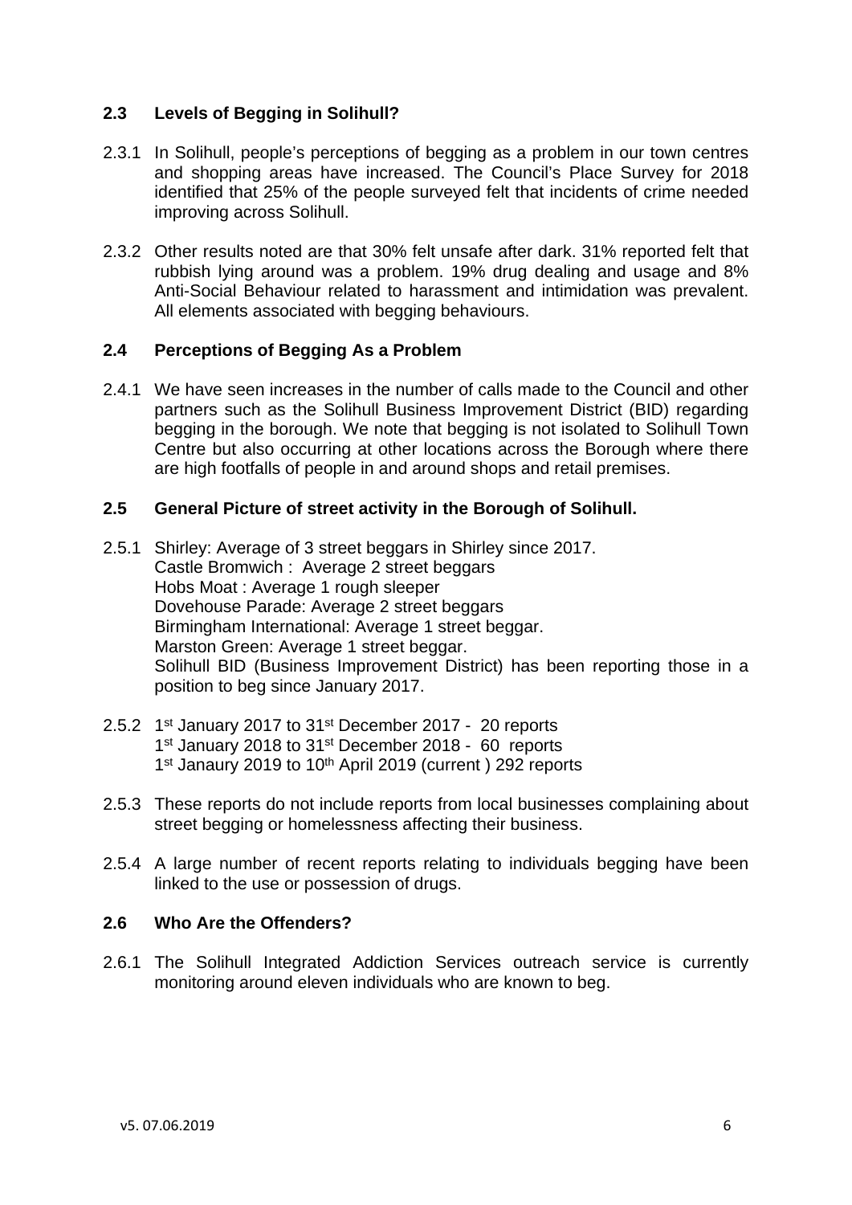## 2.3 Levels of Begging in Solihull?

2.3.1 In Solihull, people's perceptions of begging as a problem in our town centres and shopping areas have increased. The Council's Place Survey for 2018 identified that 25% of the people surveyed felt that incidents of crime needed improving across Solihull.

2.3.2 Other results noted are that 30% felt unsafe after dark. 31% reported felt that rubbish lying around was a problem. 19% drug dealing and usage and 8% Anti-Social Behaviour related to harassment and intimidation was prevalent. All elements associated with begging behaviours.

## 2.4 Perceptions of Begging As a Problem

2.4.1 We have seen increases in the number of calls made to the Council and other partners such as the Solihull Business Improvement District (BID) regarding begging in the borough. We note that begging is not isolated to Solihull Town Centre but also occurring at other locations across the Borough where there are high footfalls of people in and around shops and retail premises.

## 2.5 General Picture of street activity in the Borough of Solihull.

2.5.1 Shirley: Average of 3 street beggars in Shirley since 2017.
Castle Bromwich : Average 2 street beggars
Hobs Moat : Average 1 rough sleeper
Dovehouse Parade: Average 2 street beggars
Birmingham International: Average 1 street beggar.
Marston Green: Average 1 street beggar.
Solihull BID (Business Improvement District) has been reporting those in a position to beg since January 2017.

2.5.2 1st January 2017 to 31st December 2017 - 20 reports
1st January 2018 to 31st December 2018 - 60 reports
1st Janaury 2019 to 10th April 2019 (current ) 292 reports

2.5.3 These reports do not include reports from local businesses complaining about street begging or homelessness affecting their business.

2.5.4 A large number of recent reports relating to individuals begging have been linked to the use or possession of drugs.

## 2.6 Who Are the Offenders?

2.6.1 The Solihull Integrated Addiction Services outreach service is currently monitoring around eleven individuals who are known to beg.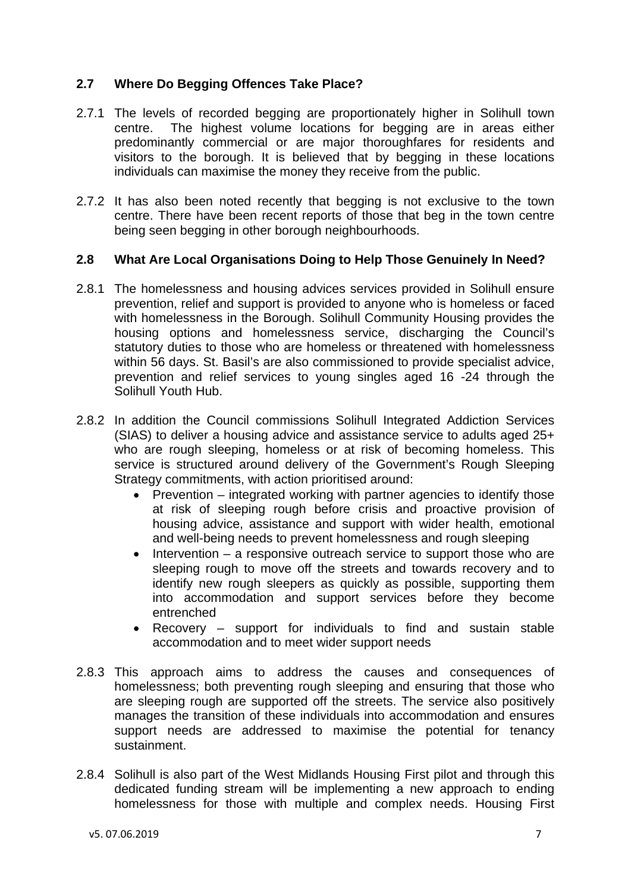## 2.7 Where Do Begging Offences Take Place?

2.7.1 The levels of recorded begging are proportionately higher in Solihull town centre. The highest volume locations for begging are in areas either predominantly commercial or are major thoroughfares for residents and visitors to the borough. It is believed that by begging in these locations individuals can maximise the money they receive from the public.

2.7.2 It has also been noted recently that begging is not exclusive to the town centre. There have been recent reports of those that beg in the town centre being seen begging in other borough neighbourhoods.

## 2.8 What Are Local Organisations Doing to Help Those Genuinely In Need?

2.8.1 The homelessness and housing advices services provided in Solihull ensure prevention, relief and support is provided to anyone who is homeless or faced with homelessness in the Borough. Solihull Community Housing provides the housing options and homelessness service, discharging the Council's statutory duties to those who are homeless or threatened with homelessness within 56 days. St. Basil's are also commissioned to provide specialist advice, prevention and relief services to young singles aged 16 -24 through the Solihull Youth Hub.

2.8.2 In addition the Council commissions Solihull Integrated Addiction Services (SIAS) to deliver a housing advice and assistance service to adults aged 25+ who are rough sleeping, homeless or at risk of becoming homeless. This service is structured around delivery of the Government's Rough Sleeping Strategy commitments, with action prioritised around:

- Prevention – integrated working with partner agencies to identify those at risk of sleeping rough before crisis and proactive provision of housing advice, assistance and support with wider health, emotional and well-being needs to prevent homelessness and rough sleeping
- Intervention – a responsive outreach service to support those who are sleeping rough to move off the streets and towards recovery and to identify new rough sleepers as quickly as possible, supporting them into accommodation and support services before they become entrenched
- Recovery – support for individuals to find and sustain stable accommodation and to meet wider support needs

2.8.3 This approach aims to address the causes and consequences of homelessness; both preventing rough sleeping and ensuring that those who are sleeping rough are supported off the streets. The service also positively manages the transition of these individuals into accommodation and ensures support needs are addressed to maximise the potential for tenancy sustainment.

2.8.4 Solihull is also part of the West Midlands Housing First pilot and through this dedicated funding stream will be implementing a new approach to ending homelessness for those with multiple and complex needs. Housing First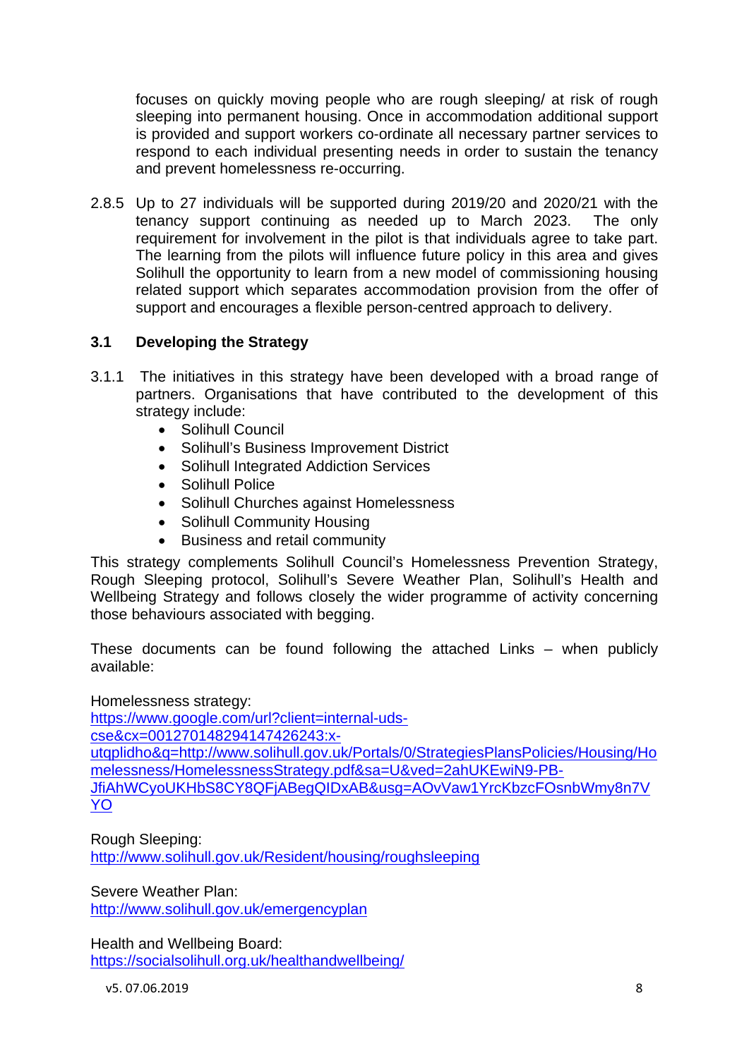focuses on quickly moving people who are rough sleeping/ at risk of rough sleeping into permanent housing. Once in accommodation additional support is provided and support workers co-ordinate all necessary partner services to respond to each individual presenting needs in order to sustain the tenancy and prevent homelessness re-occurring.

2.8.5 Up to 27 individuals will be supported during 2019/20 and 2020/21 with the tenancy support continuing as needed up to March 2023. The only requirement for involvement in the pilot is that individuals agree to take part. The learning from the pilots will influence future policy in this area and gives Solihull the opportunity to learn from a new model of commissioning housing related support which separates accommodation provision from the offer of support and encourages a flexible person-centred approach to delivery.

### 3.1 Developing the Strategy

3.1.1 The initiatives in this strategy have been developed with a broad range of partners. Organisations that have contributed to the development of this strategy include:

- Solihull Council
- Solihull's Business Improvement District
- Solihull Integrated Addiction Services
- Solihull Police
- Solihull Churches against Homelessness
- Solihull Community Housing
- Business and retail community

This strategy complements Solihull Council's Homelessness Prevention Strategy, Rough Sleeping protocol, Solihull's Severe Weather Plan, Solihull's Health and Wellbeing Strategy and follows closely the wider programme of activity concerning those behaviours associated with begging.

These documents can be found following the attached Links – when publicly available:

Homelessness strategy:
https://www.google.com/url?client=internal-uds-cse&cx=001270148294147426243:x-utqplidho&q=http://www.solihull.gov.uk/Portals/0/StrategiesPlansPolicies/Housing/Homelessness/HomelessnessStrategy.pdf&sa=U&ved=2ahUKEwiN9-PB-JfiAhWCyoUKHbS8CY8QFjABegQIDxAB&usg=AOvVaw1YrcKbzcFOsnbWmy8n7VYO

Rough Sleeping:
http://www.solihull.gov.uk/Resident/housing/roughsleeping

Severe Weather Plan:
http://www.solihull.gov.uk/emergencyplan

Health and Wellbeing Board:
https://socialsolihull.org.uk/healthandwellbeing/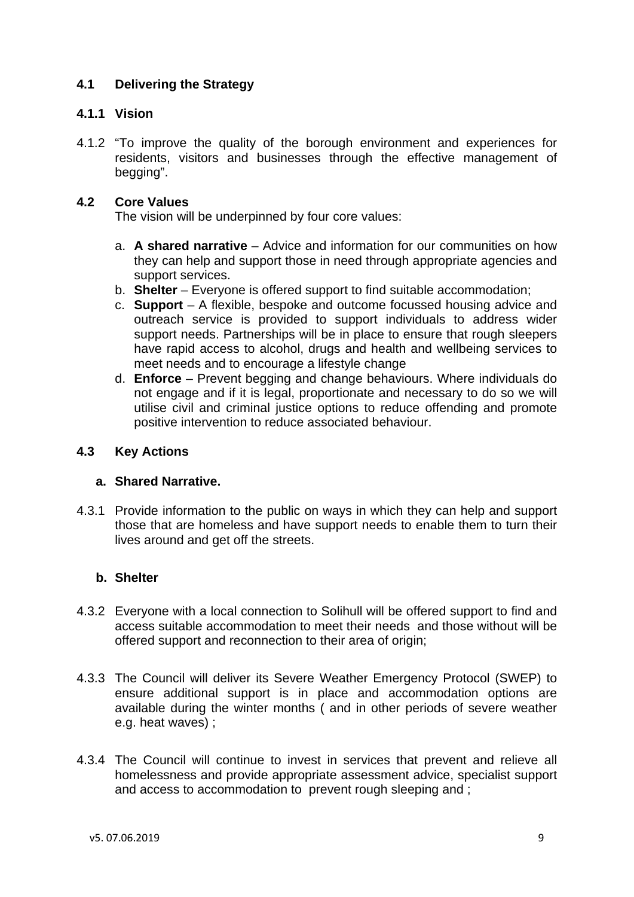## 4.1 Delivering the Strategy

### 4.1.1 Vision

4.1.2 "To improve the quality of the borough environment and experiences for residents, visitors and businesses through the effective management of begging".

## 4.2 Core Values

The vision will be underpinned by four core values:

a. **A shared narrative** – Advice and information for our communities on how they can help and support those in need through appropriate agencies and support services.
b. **Shelter** – Everyone is offered support to find suitable accommodation;
c. **Support** – A flexible, bespoke and outcome focussed housing advice and outreach service is provided to support individuals to address wider support needs. Partnerships will be in place to ensure that rough sleepers have rapid access to alcohol, drugs and health and wellbeing services to meet needs and to encourage a lifestyle change
d. **Enforce** – Prevent begging and change behaviours. Where individuals do not engage and if it is legal, proportionate and necessary to do so we will utilise civil and criminal justice options to reduce offending and promote positive intervention to reduce associated behaviour.

## 4.3 Key Actions

### a. Shared Narrative.

4.3.1 Provide information to the public on ways in which they can help and support those that are homeless and have support needs to enable them to turn their lives around and get off the streets.

### b. Shelter

4.3.2 Everyone with a local connection to Solihull will be offered support to find and access suitable accommodation to meet their needs and those without will be offered support and reconnection to their area of origin;

4.3.3 The Council will deliver its Severe Weather Emergency Protocol (SWEP) to ensure additional support is in place and accommodation options are available during the winter months ( and in other periods of severe weather e.g. heat waves) ;

4.3.4 The Council will continue to invest in services that prevent and relieve all homelessness and provide appropriate assessment advice, specialist support and access to accommodation to prevent rough sleeping and ;

v5. 07.06.2019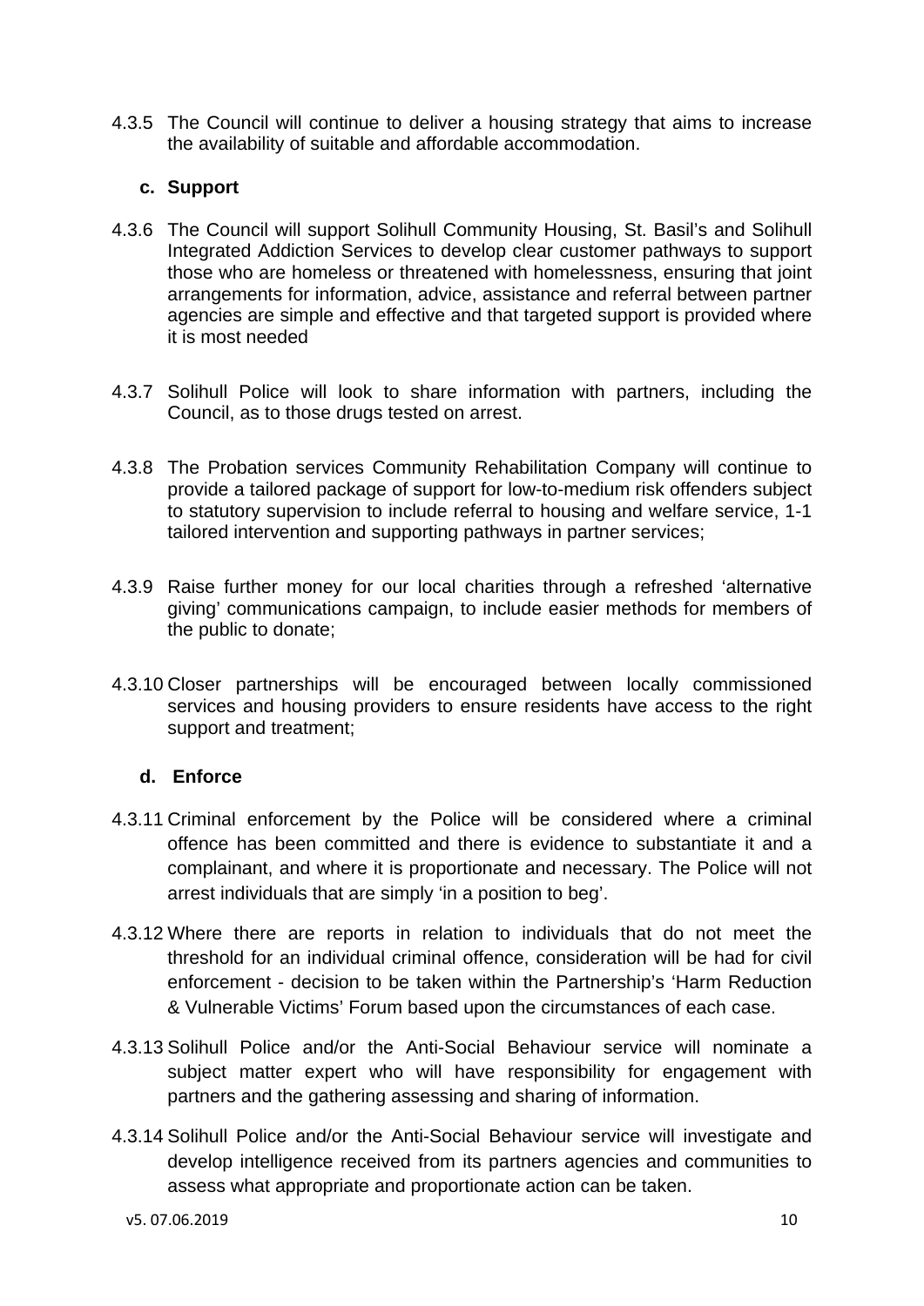4.3.5 The Council will continue to deliver a housing strategy that aims to increase the availability of suitable and affordable accommodation.

### c. Support

4.3.6 The Council will support Solihull Community Housing, St. Basil's and Solihull Integrated Addiction Services to develop clear customer pathways to support those who are homeless or threatened with homelessness, ensuring that joint arrangements for information, advice, assistance and referral between partner agencies are simple and effective and that targeted support is provided where it is most needed

4.3.7 Solihull Police will look to share information with partners, including the Council, as to those drugs tested on arrest.

4.3.8 The Probation services Community Rehabilitation Company will continue to provide a tailored package of support for low-to-medium risk offenders subject to statutory supervision to include referral to housing and welfare service, 1-1 tailored intervention and supporting pathways in partner services;

4.3.9 Raise further money for our local charities through a refreshed 'alternative giving' communications campaign, to include easier methods for members of the public to donate;

4.3.10 Closer partnerships will be encouraged between locally commissioned services and housing providers to ensure residents have access to the right support and treatment;

### d. Enforce

4.3.11 Criminal enforcement by the Police will be considered where a criminal offence has been committed and there is evidence to substantiate it and a complainant, and where it is proportionate and necessary. The Police will not arrest individuals that are simply 'in a position to beg'.

4.3.12 Where there are reports in relation to individuals that do not meet the threshold for an individual criminal offence, consideration will be had for civil enforcement - decision to be taken within the Partnership's 'Harm Reduction & Vulnerable Victims' Forum based upon the circumstances of each case.

4.3.13 Solihull Police and/or the Anti-Social Behaviour service will nominate a subject matter expert who will have responsibility for engagement with partners and the gathering assessing and sharing of information.

4.3.14 Solihull Police and/or the Anti-Social Behaviour service will investigate and develop intelligence received from its partners agencies and communities to assess what appropriate and proportionate action can be taken.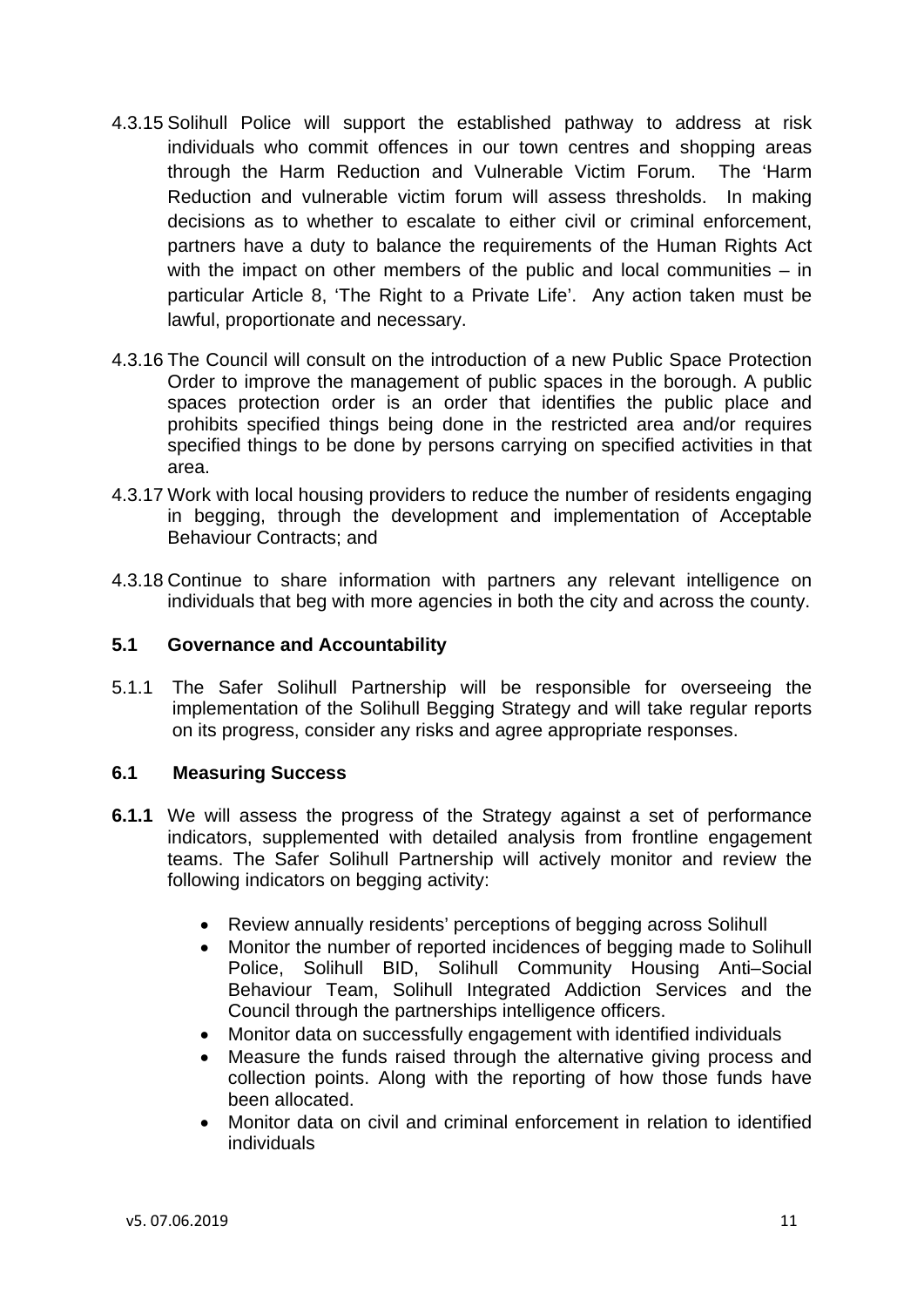4.3.15 Solihull Police will support the established pathway to address at risk individuals who commit offences in our town centres and shopping areas through the Harm Reduction and Vulnerable Victim Forum. The 'Harm Reduction and vulnerable victim forum will assess thresholds. In making decisions as to whether to escalate to either civil or criminal enforcement, partners have a duty to balance the requirements of the Human Rights Act with the impact on other members of the public and local communities – in particular Article 8, 'The Right to a Private Life'. Any action taken must be lawful, proportionate and necessary.

4.3.16 The Council will consult on the introduction of a new Public Space Protection Order to improve the management of public spaces in the borough. A public spaces protection order is an order that identifies the public place and prohibits specified things being done in the restricted area and/or requires specified things to be done by persons carrying on specified activities in that area.

4.3.17 Work with local housing providers to reduce the number of residents engaging in begging, through the development and implementation of Acceptable Behaviour Contracts; and

4.3.18 Continue to share information with partners any relevant intelligence on individuals that beg with more agencies in both the city and across the county.

## 5.1 Governance and Accountability

5.1.1 The Safer Solihull Partnership will be responsible for overseeing the implementation of the Solihull Begging Strategy and will take regular reports on its progress, consider any risks and agree appropriate responses.

## 6.1 Measuring Success

**6.1.1** We will assess the progress of the Strategy against a set of performance indicators, supplemented with detailed analysis from frontline engagement teams. The Safer Solihull Partnership will actively monitor and review the following indicators on begging activity:

- Review annually residents' perceptions of begging across Solihull
- Monitor the number of reported incidences of begging made to Solihull Police, Solihull BID, Solihull Community Housing Anti–Social Behaviour Team, Solihull Integrated Addiction Services and the Council through the partnerships intelligence officers.
- Monitor data on successfully engagement with identified individuals
- Measure the funds raised through the alternative giving process and collection points. Along with the reporting of how those funds have been allocated.
- Monitor data on civil and criminal enforcement in relation to identified individuals

v5. 07.06.2019